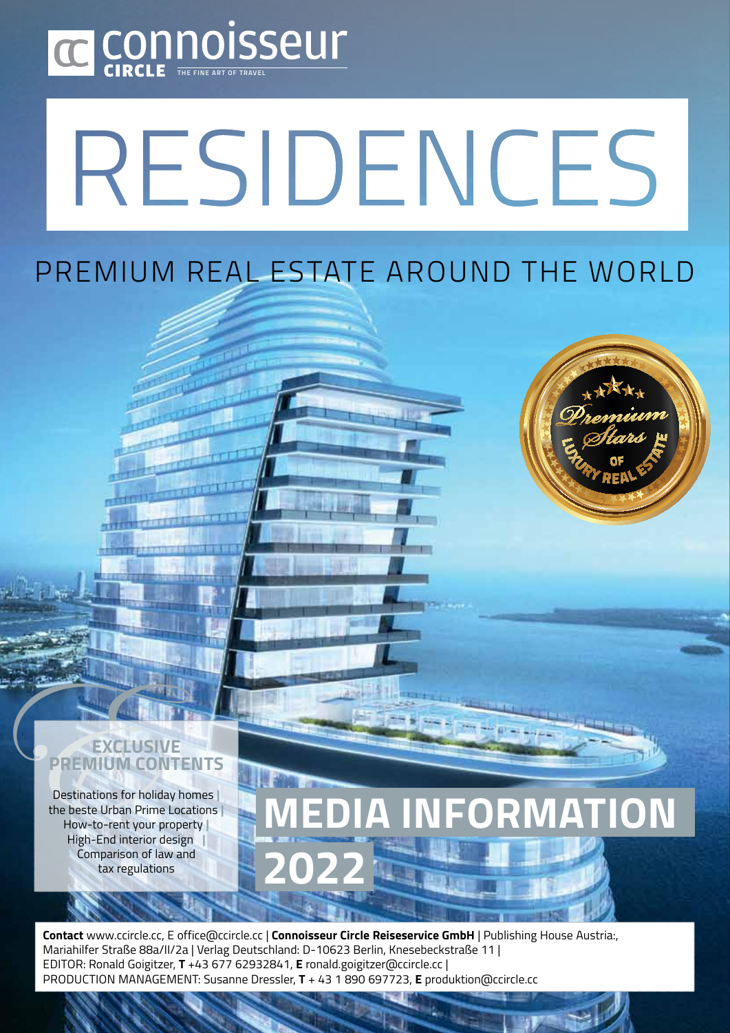connoisseur CIRCLE THE FINE ART OF TRAVEL

# RESIDENCES

## PREMIUM REAL ESTATE AROUND THE WORLD

Premium Stars of Luxury Real Estate

### EXCLUSIVE PREMIUM CONTENTS

Destinations for holiday homes | the beste Urban Prime Locations | How-to-rent your property | High-End interior design | Comparison of law and tax regulations

# MEDIA INFORMATION 2022

**Contact** www.ccircle.cc, E office@ccircle.cc | **Connoisseur Circle Reiseservice GmbH** | Publishing House Austria:, Mariahilfer Straße 88a/II/2a | Verlag Deutschland: D-10623 Berlin, Knesebeckstraße 11 |
EDITOR: Ronald Goigitzer, **T** +43 677 62932841, **E** ronald.goigitzer@ccircle.cc |
PRODUCTION MANAGEMENT: Susanne Dressler, **T** + 43 1 890 697723, **E** produktion@ccircle.cc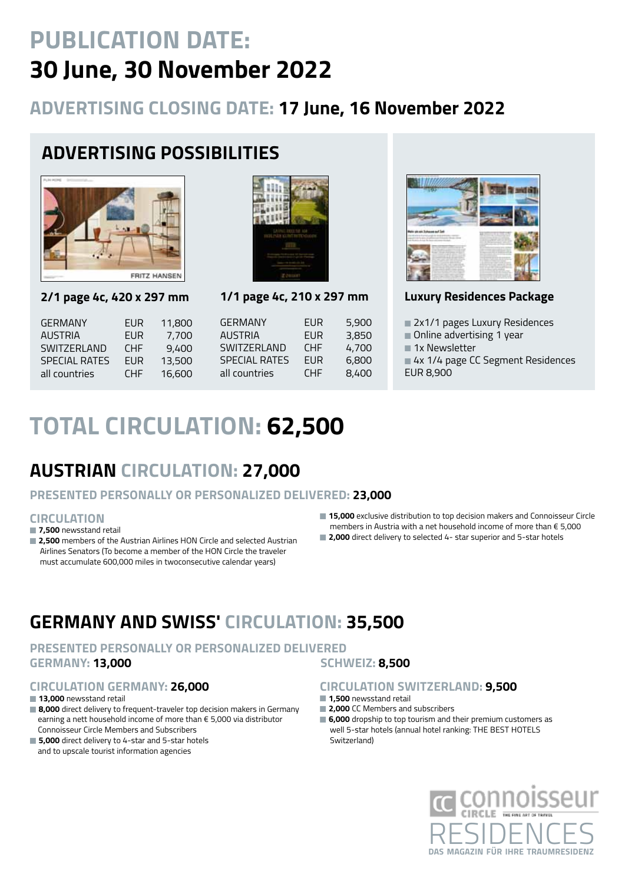# PUBLICATION DATE:
# 30 June, 30 November 2022

## ADVERTISING CLOSING DATE: 17 June, 16 November 2022

## ADVERTISING POSSIBILITIES

### 2/1 page 4c, 420 x 297 mm

| | | |
|---|---|---|
| GERMANY | EUR | 11,800 |
| AUSTRIA | EUR | 7,700 |
| SWITZERLAND | CHF | 9,400 |
| SPECIAL RATES | EUR | 13,500 |
| all countries | CHF | 16,600 |

### 1/1 page 4c, 210 x 297 mm

| | | |
|---|---|---|
| GERMANY | EUR | 5,900 |
| AUSTRIA | EUR | 3,850 |
| SWITZERLAND | CHF | 4,700 |
| SPECIAL RATES | EUR | 6,800 |
| all countries | CHF | 8,400 |

### Luxury Residences Package

- 2x1/1 pages Luxury Residences
- Online advertising 1 year
- 1x Newsletter
- 4x 1/4 page CC Segment Residences

EUR 8,900

# TOTAL CIRCULATION: 62,500

## AUSTRIAN CIRCULATION: 27,000

### PRESENTED PERSONALLY OR PERSONALIZED DELIVERED: 23,000

#### CIRCULATION

- **7,500** newsstand retail
- **2,500** members of the Austrian Airlines HON Circle and selected Austrian Airlines Senators (To become a member of the HON Circle the traveler must accumulate 600,000 miles in twoconsecutive calendar years)
- **15,000** exclusive distribution to top decision makers and Connoisseur Circle members in Austria with a net household income of more than € 5,000
- **2,000** direct delivery to selected 4- star superior and 5-star hotels

## GERMANY AND SWISS' CIRCULATION: 35,500

### PRESENTED PERSONALLY OR PERSONALIZED DELIVERED

**GERMANY: 13,000**

**SCHWEIZ: 8,500**

#### CIRCULATION GERMANY: 26,000

- **13,000** newsstand retail
- **8,000** direct delivery to frequent-traveler top decision makers in Germany earning a nett household income of more than € 5,000 via distributor Connoisseur Circle Members and Subscribers
- **5,000** direct delivery to 4-star and 5-star hotels and to upscale tourist information agencies

#### CIRCULATION SWITZERLAND: 9,500

- **1,500** newsstand retail
- **2,000** CC Members and subscribers
- **6,000** dropship to top tourism and their premium customers as well 5-star hotels (annual hotel ranking: THE BEST HOTELS Switzerland)

connoisseur CIRCLE THE FINE ART OF TRAVEL
RESIDENCES
DAS MAGAZIN FÜR IHRE TRAUMRESIDENZ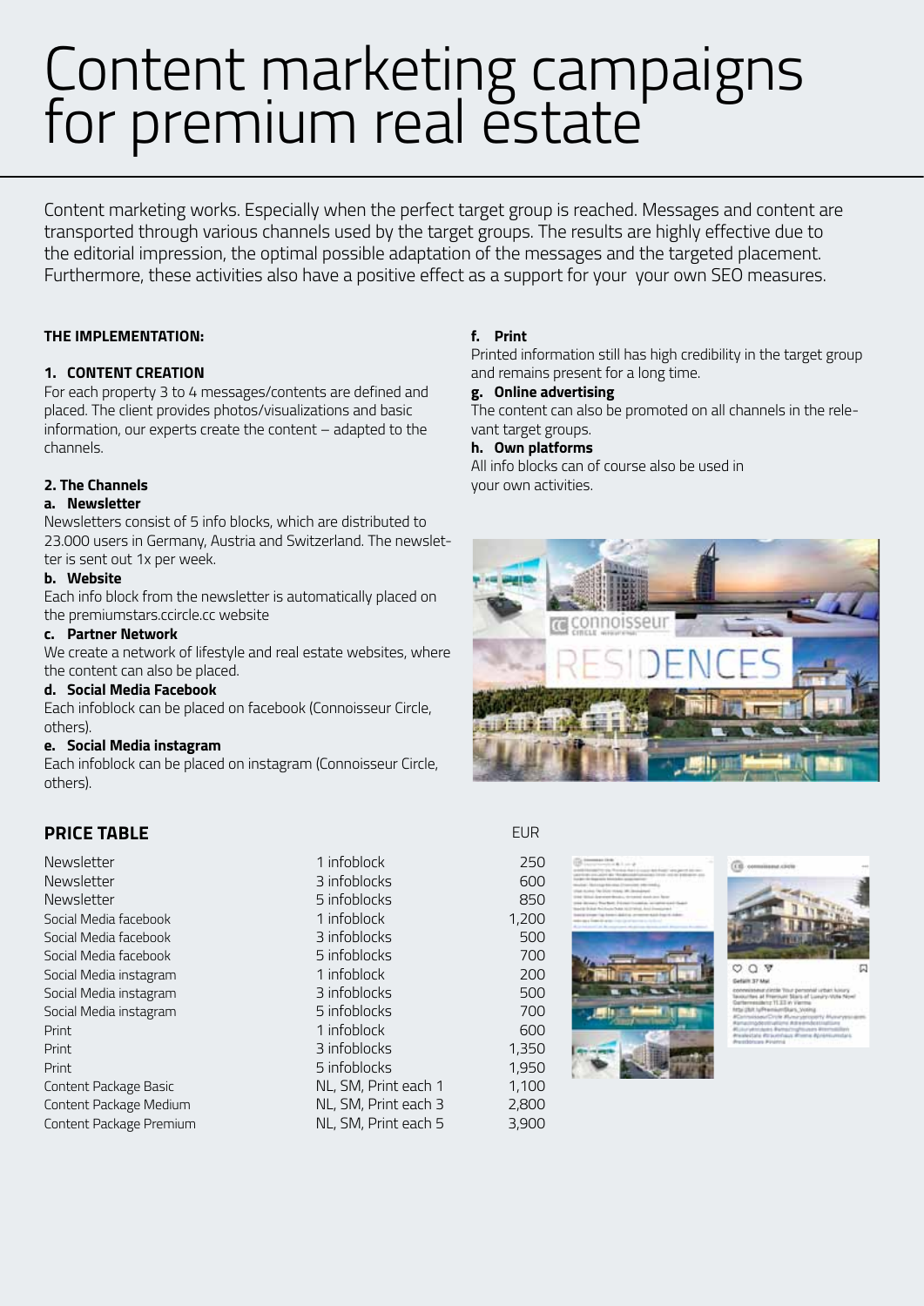# Content marketing campaigns for premium real estate

Content marketing works. Especially when the perfect target group is reached. Messages and content are transported through various channels used by the target groups. The results are highly effective due to the editorial impression, the optimal possible adaptation of the messages and the targeted placement. Furthermore, these activities also have a positive effect as a support for your your own SEO measures.

**THE IMPLEMENTATION:**

**1. CONTENT CREATION**

For each property 3 to 4 messages/contents are defined and placed. The client provides photos/visualizations and basic information, our experts create the content – adapted to the channels.

**2. The Channels**

**a. Newsletter**

Newsletters consist of 5 info blocks, which are distributed to 23.000 users in Germany, Austria and Switzerland. The newsletter is sent out 1x per week.

**b. Website**

Each info block from the newsletter is automatically placed on the premiumstars.ccircle.cc website

**c. Partner Network**

We create a network of lifestyle and real estate websites, where the content can also be placed.

**d. Social Media Facebook**

Each infoblock can be placed on facebook (Connoisseur Circle, others).

**e. Social Media instagram**

Each infoblock can be placed on instagram (Connoisseur Circle, others).

**f. Print**

Printed information still has high credibility in the target group and remains present for a long time.

**g. Online advertising**

The content can also be promoted on all channels in the relevant target groups.

**h. Own platforms**

All info blocks can of course also be used in your own activities.

## PRICE TABLE

| | | EUR |
|---|---|---|
| Newsletter | 1 infoblock | 250 |
| Newsletter | 3 infoblocks | 600 |
| Newsletter | 5 infoblocks | 850 |
| Social Media facebook | 1 infoblock | 1,200 |
| Social Media facebook | 3 infoblocks | 500 |
| Social Media facebook | 5 infoblocks | 700 |
| Social Media instagram | 1 infoblock | 200 |
| Social Media instagram | 3 infoblocks | 500 |
| Social Media instagram | 5 infoblocks | 700 |
| Print | 1 infoblock | 600 |
| Print | 3 infoblocks | 1,350 |
| Print | 5 infoblocks | 1,950 |
| Content Package Basic | NL, SM, Print each 1 | 1,100 |
| Content Package Medium | NL, SM, Print each 3 | 2,800 |
| Content Package Premium | NL, SM, Print each 5 | 3,900 |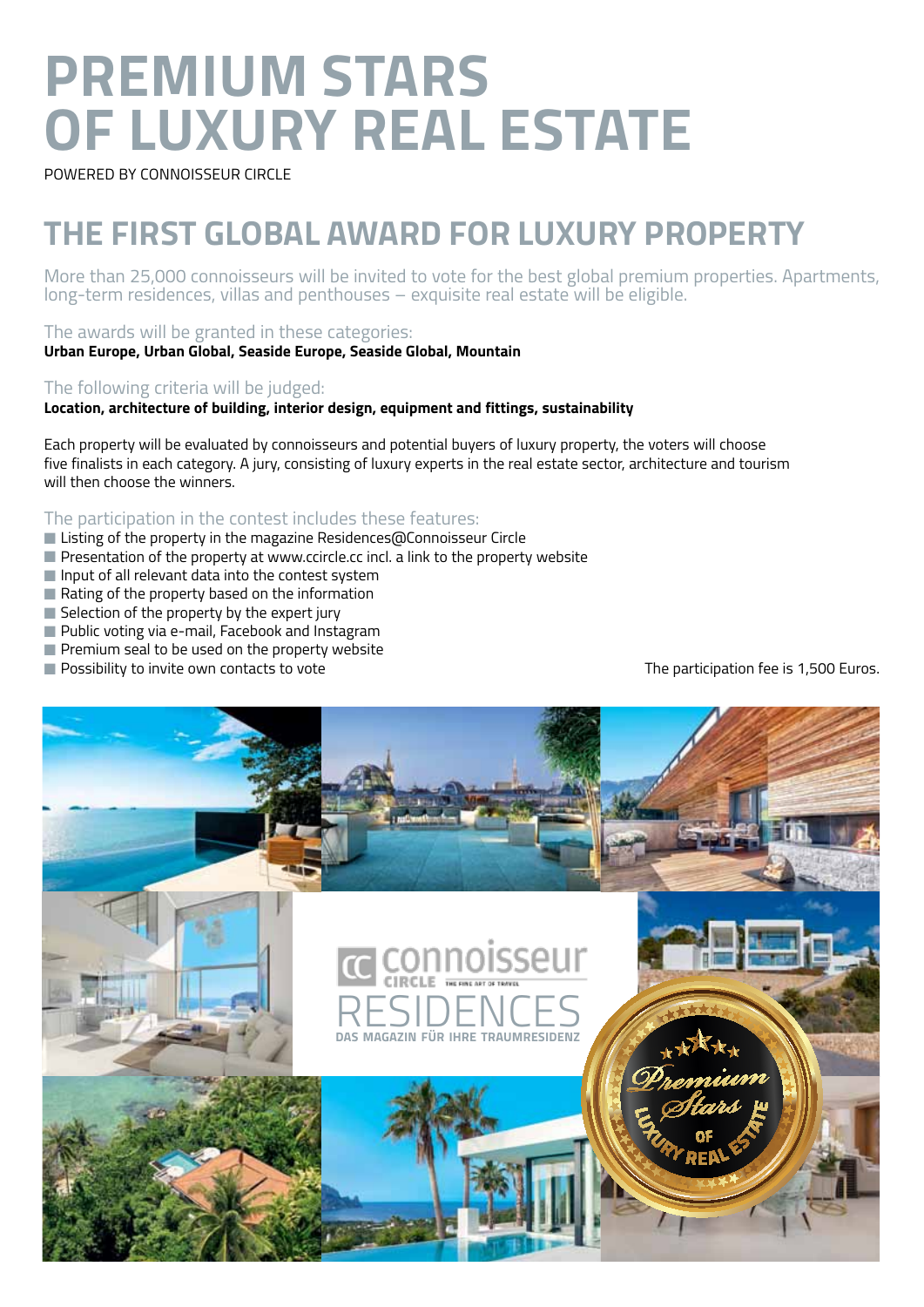# PREMIUM STARS OF LUXURY REAL ESTATE

POWERED BY CONNOISSEUR CIRCLE

## THE FIRST GLOBAL AWARD FOR LUXURY PROPERTY

More than 25,000 connoisseurs will be invited to vote for the best global premium properties. Apartments, long-term residences, villas and penthouses – exquisite real estate will be eligible.

The awards will be granted in these categories:
**Urban Europe, Urban Global, Seaside Europe, Seaside Global, Mountain**

The following criteria will be judged:
**Location, architecture of building, interior design, equipment and fittings, sustainability**

Each property will be evaluated by connoisseurs and potential buyers of luxury property, the voters will choose five finalists in each category. A jury, consisting of luxury experts in the real estate sector, architecture and tourism will then choose the winners.

The participation in the contest includes these features:

- Listing of the property in the magazine Residences@Connoisseur Circle
- Presentation of the property at www.ccircle.cc incl. a link to the property website
- Input of all relevant data into the contest system
- Rating of the property based on the information
- Selection of the property by the expert jury
- Public voting via e-mail, Facebook and Instagram
- Premium seal to be used on the property website
- Possibility to invite own contacts to vote

The participation fee is 1,500 Euros.